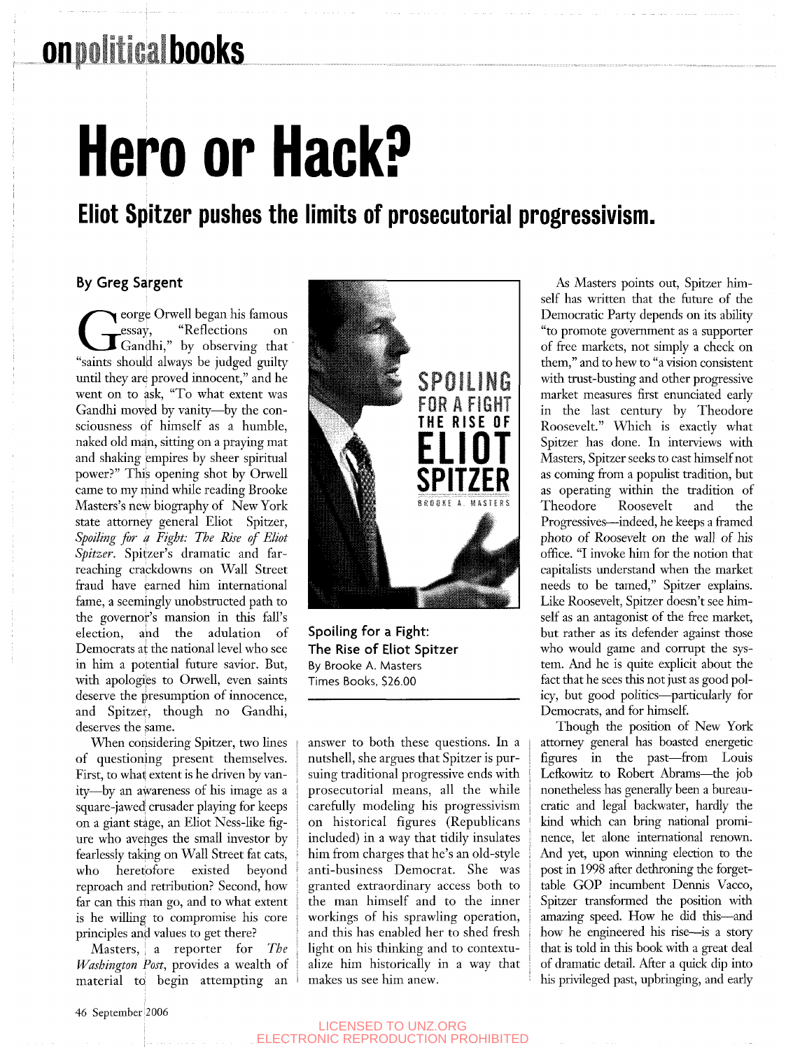# Hero or Hack?

## Eliot Spitzer pushes the limits of prosecutorial progressivism.

**By Greg Sargent**

George Orwell began his famous essay, "Reflections on Gandhi," by observing that "saints should always be judged guilty until they are proved innocent," and he went on to ask, "To what extent was Gandhi moved by vanity—by the consciousness of himself as a humble, naked old man, sitting on a praying mat and shaking empires by sheer spiritual power?" This opening shot by Orwell came to my mind while reading Brooke Masters's new biography of New York state attorney general Eliot Spitzer, *Spoiling for a Fight: The Rise of Eliot Spitzer*. Spitzer's dramatic and far-reaching crackdowns on Wall Street fraud have earned him international fame, a seemingly unobstructed path to the governor's mansion in this fall's election, and the adulation of Democrats at the national level who see in him a potential future savior. But, with apologies to Orwell, even saints deserve the presumption of innocence, and Spitzer, though no Gandhi, deserves the same.

When considering Spitzer, two lines of questioning present themselves. First, to what extent is he driven by vanity—by an awareness of his image as a square-jawed crusader playing for keeps on a giant stage, an Eliot Ness-like figure who avenges the small investor by fearlessly taking on Wall Street fat cats, who heretofore existed beyond reproach and retribution? Second, how far can this man go, and to what extent is he willing to compromise his core principles and values to get there?

**Spoiling for a Fight: The Rise of Eliot Spitzer**
By Brooke A. Masters
Times Books, $26.00

Masters, a reporter for *The Washington Post*, provides a wealth of material to begin attempting an answer to both these questions. In a nutshell, she argues that Spitzer is pursuing traditional progressive ends with prosecutorial means, all the while carefully modeling his progressivism on historical figures (Republicans included) in a way that tidily insulates him from charges that he's an old-style anti-business Democrat. She was granted extraordinary access both to the man himself and to the inner workings of his sprawling operation, and this has enabled her to shed fresh light on his thinking and to contextualize him historically in a way that makes us see him anew.

As Masters points out, Spitzer himself has written that the future of the Democratic Party depends on its ability "to promote government as a supporter of free markets, not simply a check on them," and to hew to "a vision consistent with trust-busting and other progressive market measures first enunciated early in the last century by Theodore Roosevelt." Which is exactly what Spitzer has done. In interviews with Masters, Spitzer seeks to cast himself not as coming from a populist tradition, but as operating within the tradition of Theodore Roosevelt and the Progressives—indeed, he keeps a framed photo of Roosevelt on the wall of his office. "I invoke him for the notion that capitalists understand when the market needs to be tamed," Spitzer explains. Like Roosevelt, Spitzer doesn't see himself as an antagonist of the free market, but rather as its defender against those who would game and corrupt the system. And he is quite explicit about the fact that he sees this not just as good policy, but good politics—particularly for Democrats, and for himself.

Though the position of New York attorney general has boasted energetic figures in the past—from Louis Lefkowitz to Robert Abrams—the job nonetheless has generally been a bureaucratic and legal backwater, hardly the kind which can bring national prominence, let alone international renown. And yet, upon winning election to the post in 1998 after dethroning the forgettable GOP incumbent Dennis Vacco, Spitzer transformed the position with amazing speed. How he did this—and how he engineered his rise—is a story that is told in this book with a great deal of dramatic detail. After a quick dip into his privileged past, upbringing, and early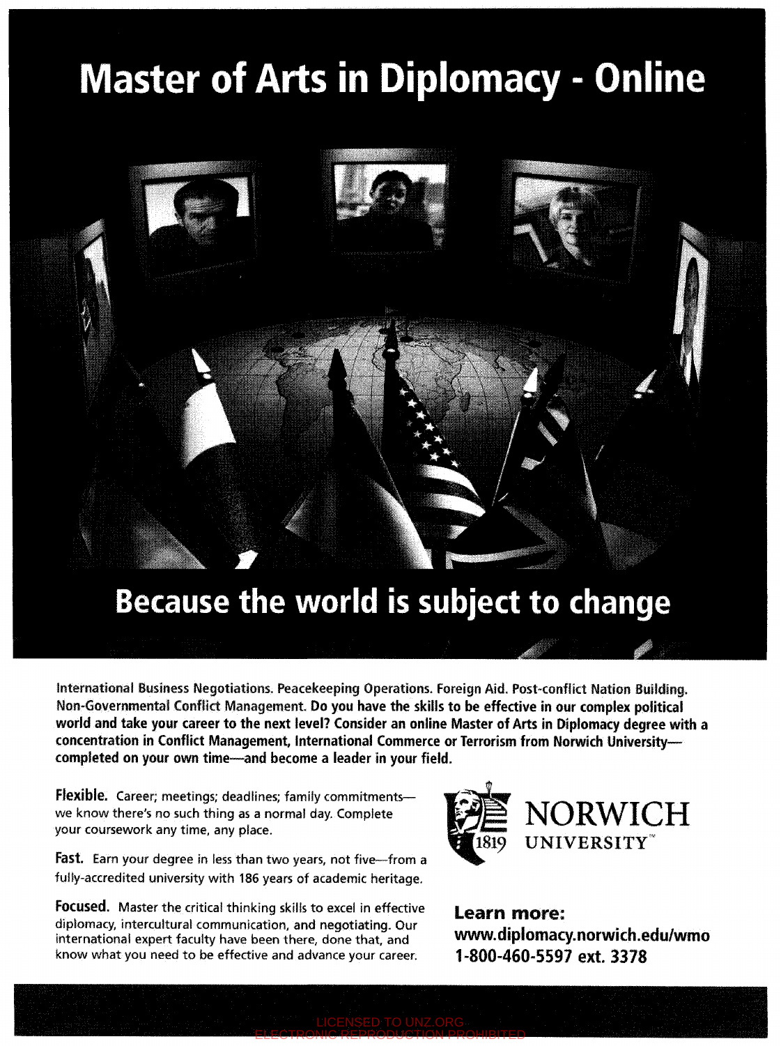# Master of Arts in Diplomacy - Online

## Because the world is subject to change

**International Business Negotiations. Peacekeeping Operations. Foreign Aid. Post-conflict Nation Building. Non-Governmental Conflict Management. Do you have the skills to be effective in our complex political world and take your career to the next level? Consider an online Master of Arts in Diplomacy degree with a concentration in Conflict Management, International Commerce or Terrorism from Norwich University—completed on your own time—and become a leader in your field.**

**Flexible.** Career; meetings; deadlines; family commitments—we know there's no such thing as a normal day. Complete your coursework any time, any place.

**Fast.** Earn your degree in less than two years, not five—from a fully-accredited university with 186 years of academic heritage.

**Focused.** Master the critical thinking skills to excel in effective diplomacy, intercultural communication, and negotiating. Our international expert faculty have been there, done that, and know what you need to be effective and advance your career.

1819 NORWICH UNIVERSITY™

**Learn more:**
**www.diplomacy.norwich.edu/wmo**
**1-800-460-5597 ext. 3378**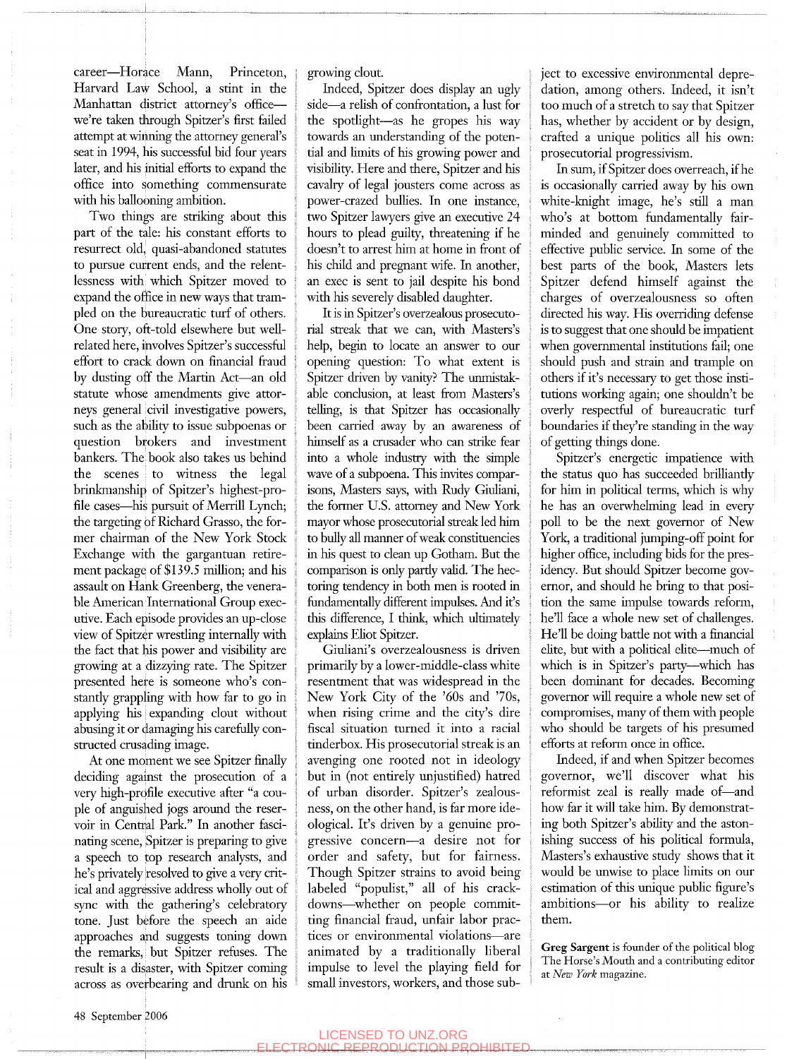career—Horace Mann, Princeton, Harvard Law School, a stint in the Manhattan district attorney's office—we're taken through Spitzer's first failed attempt at winning the attorney general's seat in 1994, his successful bid four years later, and his initial efforts to expand the office into something commensurate with his ballooning ambition.

Two things are striking about this part of the tale: his constant efforts to resurrect old, quasi-abandoned statutes to pursue current ends, and the relentlessness with which Spitzer moved to expand the office in new ways that trampled on the bureaucratic turf of others. One story, oft-told elsewhere but well-related here, involves Spitzer's successful effort to crack down on financial fraud by dusting off the Martin Act—an old statute whose amendments give attorneys general civil investigative powers, such as the ability to issue subpoenas or question brokers and investment bankers. The book also takes us behind the scenes to witness the legal brinkmanship of Spitzer's highest-profile cases—his pursuit of Merrill Lynch; the targeting of Richard Grasso, the former chairman of the New York Stock Exchange with the gargantuan retirement package of $139.5 million; and his assault on Hank Greenberg, the venerable American International Group executive. Each episode provides an up-close view of Spitzer wrestling internally with the fact that his power and visibility are growing at a dizzying rate. The Spitzer presented here is someone who's constantly grappling with how far to go in applying his expanding clout without abusing it or damaging his carefully constructed crusading image.

At one moment we see Spitzer finally deciding against the prosecution of a very high-profile executive after "a couple of anguished jogs around the reservoir in Central Park." In another fascinating scene, Spitzer is preparing to give a speech to top research analysts, and he's privately resolved to give a very critical and aggressive address wholly out of sync with the gathering's celebratory tone. Just before the speech an aide approaches and suggests toning down the remarks, but Spitzer refuses. The result is a disaster, with Spitzer coming across as overbearing and drunk on his growing clout.

Indeed, Spitzer does display an ugly side—a relish of confrontation, a lust for the spotlight—as he gropes his way towards an understanding of the potential and limits of his growing power and visibility. Here and there, Spitzer and his cavalry of legal jousters come across as power-crazed bullies. In one instance, two Spitzer lawyers give an executive 24 hours to plead guilty, threatening if he doesn't to arrest him at home in front of his child and pregnant wife. In another, an exec is sent to jail despite his bond with his severely disabled daughter.

It is in Spitzer's overzealous prosecutorial streak that we can, with Masters's help, begin to locate an answer to our opening question: To what extent is Spitzer driven by vanity? The unmistakable conclusion, at least from Masters's telling, is that Spitzer has occasionally been carried away by an awareness of himself as a crusader who can strike fear into a whole industry with the simple wave of a subpoena. This invites comparisons, Masters says, with Rudy Giuliani, the former U.S. attorney and New York mayor whose prosecutorial streak led him to bully all manner of weak constituencies in his quest to clean up Gotham. But the comparison is only partly valid. The hectoring tendency in both men is rooted in fundamentally different impulses. And it's this difference, I think, which ultimately explains Eliot Spitzer.

Giuliani's overzealousness is driven primarily by a lower-middle-class white resentment that was widespread in the New York City of the '60s and '70s, when rising crime and the city's dire fiscal situation turned it into a racial tinderbox. His prosecutorial streak is an avenging one rooted not in ideology but in (not entirely unjustified) hatred of urban disorder. Spitzer's zealousness, on the other hand, is far more ideological. It's driven by a genuine progressive concern—a desire not for order and safety, but for fairness. Though Spitzer strains to avoid being labeled "populist," all of his crackdowns—whether on people committing financial fraud, unfair labor practices or environmental violations—are animated by a traditionally liberal impulse to level the playing field for small investors, workers, and those subject to excessive environmental depredation, among others. Indeed, it isn't too much of a stretch to say that Spitzer has, whether by accident or by design, crafted a unique politics all his own: prosecutorial progressivism.

In sum, if Spitzer does overreach, if he is occasionally carried away by his own white-knight image, he's still a man who's at bottom fundamentally fair-minded and genuinely committed to effective public service. In some of the best parts of the book, Masters lets Spitzer defend himself against the charges of overzealousness so often directed his way. His overriding defense is to suggest that one should be impatient when governmental institutions fail; one should push and strain and trample on others if it's necessary to get those institutions working again; one shouldn't be overly respectful of bureaucratic turf boundaries if they're standing in the way of getting things done.

Spitzer's energetic impatience with the status quo has succeeded brilliantly for him in political terms, which is why he has an overwhelming lead in every poll to be the next governor of New York, a traditional jumping-off point for higher office, including bids for the presidency. But should Spitzer become governor, and should he bring to that position the same impulse towards reform, he'll face a whole new set of challenges. He'll be doing battle not with a financial elite, but with a political elite—much of which is in Spitzer's party—which has been dominant for decades. Becoming governor will require a whole new set of compromises, many of them with people who should be targets of his presumed efforts at reform once in office.

Indeed, if and when Spitzer becomes governor, we'll discover what his reformist zeal is really made of—and how far it will take him. By demonstrating both Spitzer's ability and the astonishing success of his political formula, Masters's exhaustive study shows that it would be unwise to place limits on our estimation of this unique public figure's ambitions—or his ability to realize them.

**Greg Sargent** is founder of the political blog The Horse's Mouth and a contributing editor at *New York* magazine.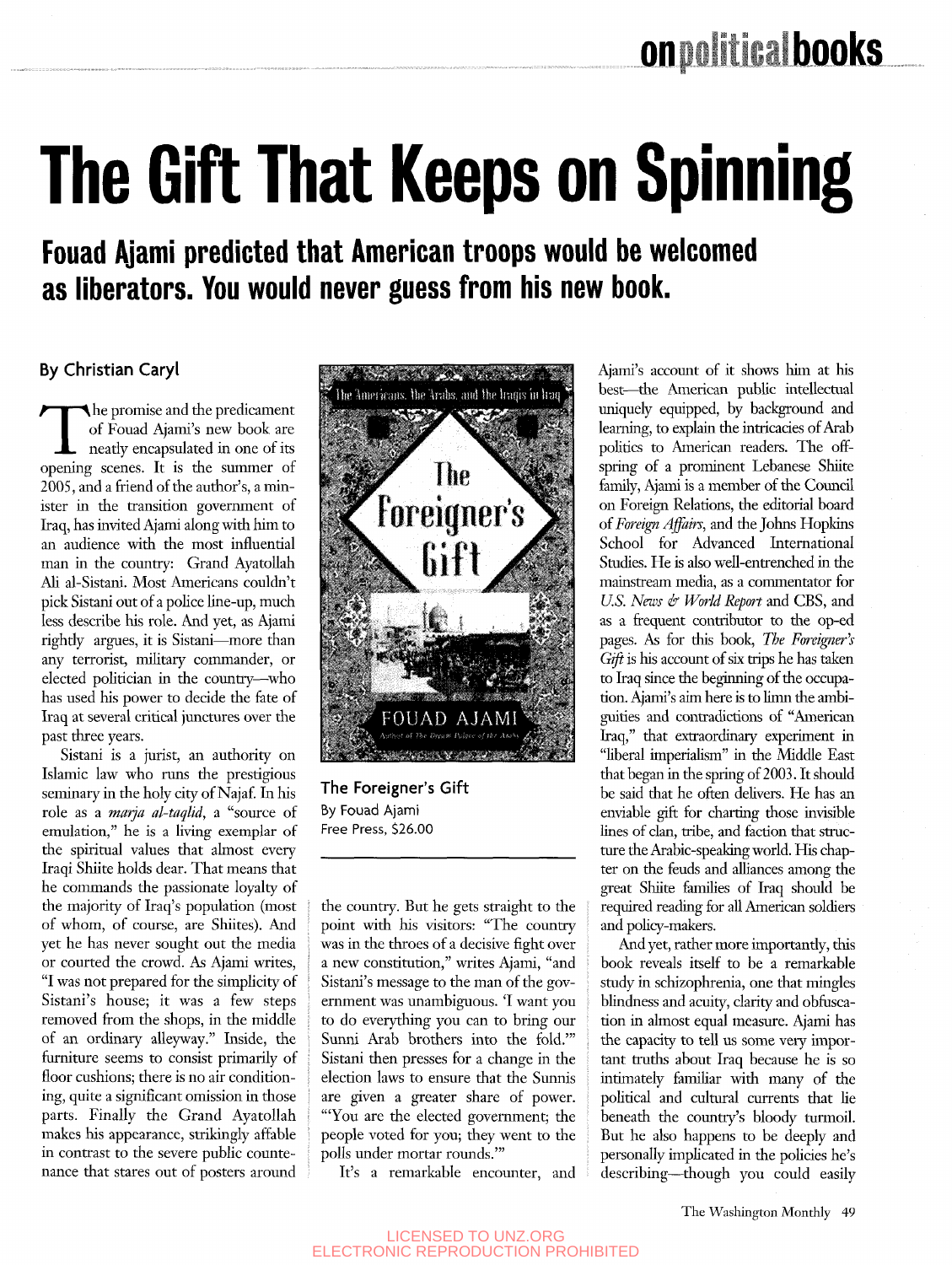**on political books**

# The Gift That Keeps on Spinning

## Fouad Ajami predicted that American troops would be welcomed as liberators. You would never guess from his new book.

By Christian Caryl

The promise and the predicament of Fouad Ajami's new book are neatly encapsulated in one of its opening scenes. It is the summer of 2005, and a friend of the author's, a minister in the transition government of Iraq, has invited Ajami along with him to an audience with the most influential man in the country: Grand Ayatollah Ali al-Sistani. Most Americans couldn't pick Sistani out of a police line-up, much less describe his role. And yet, as Ajami rightly argues, it is Sistani—more than any terrorist, military commander, or elected politician in the country—who has used his power to decide the fate of Iraq at several critical junctures over the past three years.

Sistani is a jurist, an authority on Islamic law who runs the prestigious seminary in the holy city of Najaf. In his role as a *marja al-taqlid*, a "source of emulation," he is a living exemplar of the spiritual values that almost every Iraqi Shiite holds dear. That means that he commands the passionate loyalty of the majority of Iraq's population (most of whom, of course, are Shiites). And yet he has never sought out the media or courted the crowd. As Ajami writes, "I was not prepared for the simplicity of Sistani's house; it was a few steps removed from the shops, in the middle of an ordinary alleyway." Inside, the furniture seems to consist primarily of floor cushions; there is no air conditioning, quite a significant omission in those parts. Finally the Grand Ayatollah makes his appearance, strikingly affable in contrast to the severe public countenance that stares out of posters around the country. But he gets straight to the point with his visitors: "The country was in the throes of a decisive fight over a new constitution," writes Ajami, "and Sistani's message to the man of the government was unambiguous. 'I want you to do everything you can to bring our Sunni Arab brothers into the fold.'" Sistani then presses for a change in the election laws to ensure that the Sunnis are given a greater share of power. "'You are the elected government; the people voted for you; they went to the polls under mortar rounds.'"

**The Foreigner's Gift**
By Fouad Ajami
Free Press, $26.00

It's a remarkable encounter, and Ajami's account of it shows him at his best—the American public intellectual uniquely equipped, by background and learning, to explain the intricacies of Arab politics to American readers. The offspring of a prominent Lebanese Shiite family, Ajami is a member of the Council on Foreign Relations, the editorial board of *Foreign Affairs*, and the Johns Hopkins School for Advanced International Studies. He is also well-entrenched in the mainstream media, as a commentator for *U.S. News & World Report* and CBS, and as a frequent contributor to the op-ed pages. As for this book, *The Foreigner's Gift* is his account of six trips he has taken to Iraq since the beginning of the occupation. Ajami's aim here is to limn the ambiguities and contradictions of "American Iraq," that extraordinary experiment in "liberal imperialism" in the Middle East that began in the spring of 2003. It should be said that he often delivers. He has an enviable gift for charting those invisible lines of clan, tribe, and faction that structure the Arabic-speaking world. His chapter on the feuds and alliances among the great Shiite families of Iraq should be required reading for all American soldiers and policy-makers.

And yet, rather more importantly, this book reveals itself to be a remarkable study in schizophrenia, one that mingles blindness and acuity, clarity and obfuscation in almost equal measure. Ajami has the capacity to tell us some very important truths about Iraq because he is so intimately familiar with many of the political and cultural currents that lie beneath the country's bloody turmoil. But he also happens to be deeply and personally implicated in the policies he's describing—though you could easily